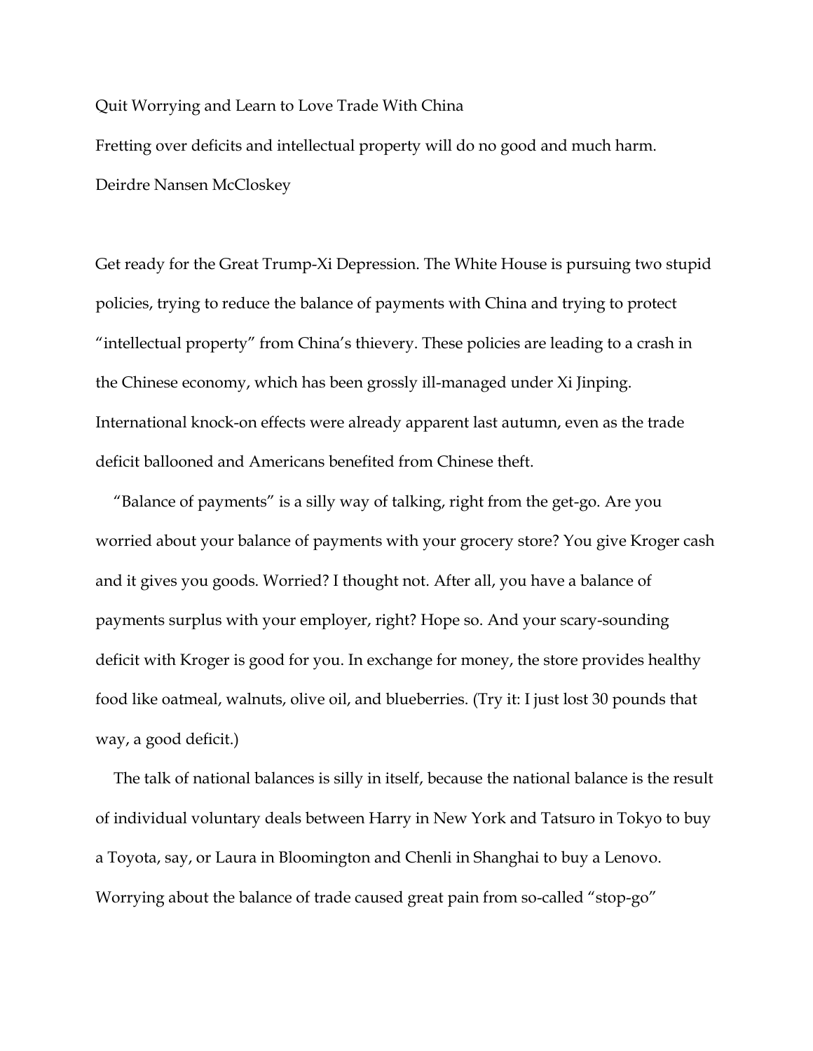# Quit Worrying and Learn to Love Trade With China

Fretting over deficits and intellectual property will do no good and much harm.

Deirdre Nansen McCloskey

Get ready for the Great Trump-Xi Depression. The White House is pursuing two stupid policies, trying to reduce the balance of payments with China and trying to protect "intellectual property" from China's thievery. These policies are leading to a crash in the Chinese economy, which has been grossly ill-managed under Xi Jinping. International knock-on effects were already apparent last autumn, even as the trade deficit ballooned and Americans benefited from Chinese theft.

"Balance of payments" is a silly way of talking, right from the get-go. Are you worried about your balance of payments with your grocery store? You give Kroger cash and it gives you goods. Worried? I thought not. After all, you have a balance of payments surplus with your employer, right? Hope so. And your scary-sounding deficit with Kroger is good for you. In exchange for money, the store provides healthy food like oatmeal, walnuts, olive oil, and blueberries. (Try it: I just lost 30 pounds that way, a good deficit.)

The talk of national balances is silly in itself, because the national balance is the result of individual voluntary deals between Harry in New York and Tatsuro in Tokyo to buy a Toyota, say, or Laura in Bloomington and Chenli in Shanghai to buy a Lenovo. Worrying about the balance of trade caused great pain from so-called "stop-go"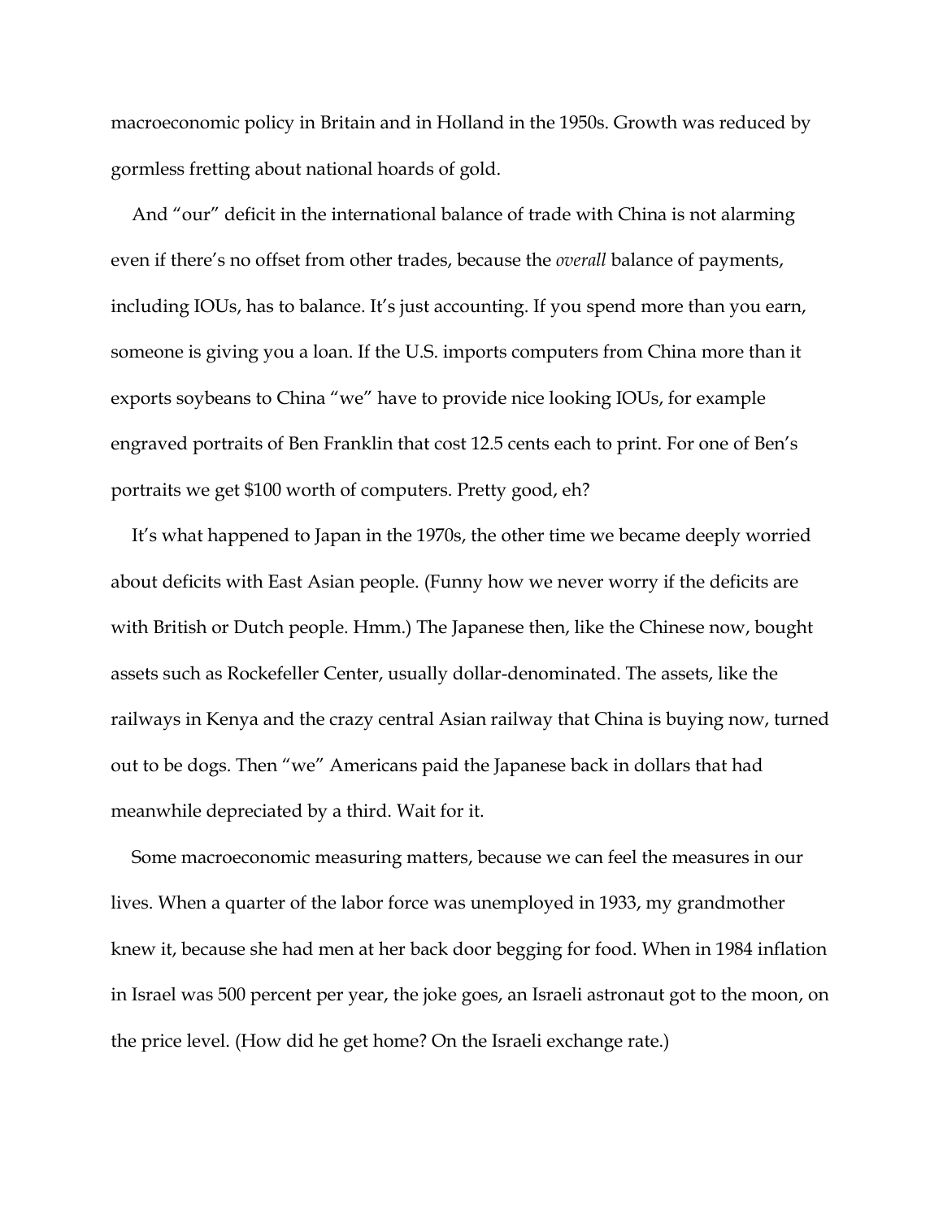macroeconomic policy in Britain and in Holland in the 1950s. Growth was reduced by gormless fretting about national hoards of gold.

And "our" deficit in the international balance of trade with China is not alarming even if there's no offset from other trades, because the *overall* balance of payments, including IOUs, has to balance. It's just accounting. If you spend more than you earn, someone is giving you a loan. If the U.S. imports computers from China more than it exports soybeans to China "we" have to provide nice looking IOUs, for example engraved portraits of Ben Franklin that cost 12.5 cents each to print. For one of Ben's portraits we get $100 worth of computers. Pretty good, eh?

It's what happened to Japan in the 1970s, the other time we became deeply worried about deficits with East Asian people. (Funny how we never worry if the deficits are with British or Dutch people. Hmm.) The Japanese then, like the Chinese now, bought assets such as Rockefeller Center, usually dollar-denominated. The assets, like the railways in Kenya and the crazy central Asian railway that China is buying now, turned out to be dogs. Then "we" Americans paid the Japanese back in dollars that had meanwhile depreciated by a third. Wait for it.

Some macroeconomic measuring matters, because we can feel the measures in our lives. When a quarter of the labor force was unemployed in 1933, my grandmother knew it, because she had men at her back door begging for food. When in 1984 inflation in Israel was 500 percent per year, the joke goes, an Israeli astronaut got to the moon, on the price level. (How did he get home? On the Israeli exchange rate.)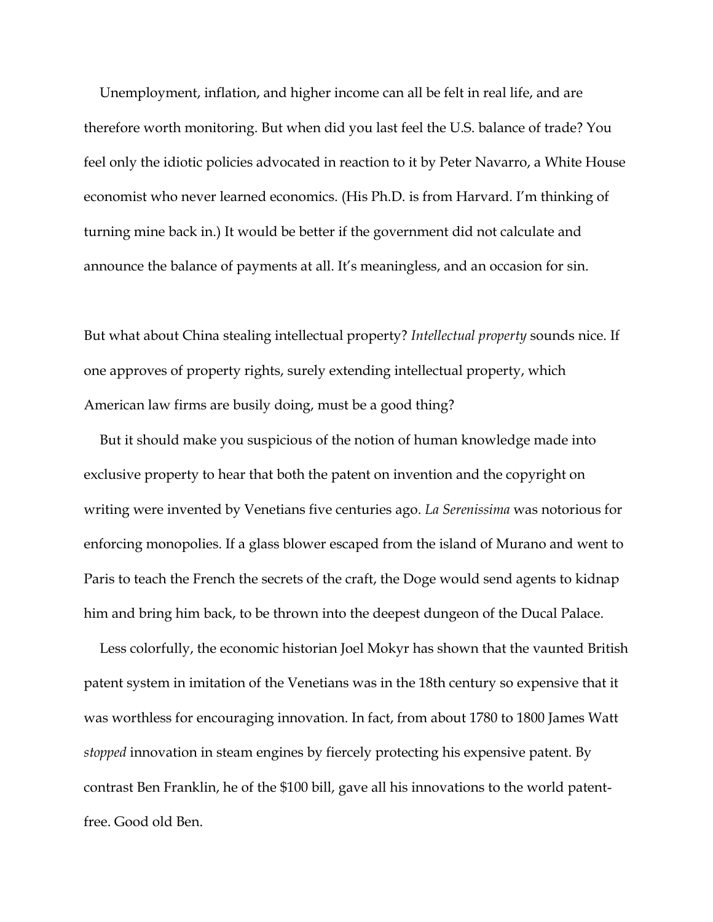Unemployment, inflation, and higher income can all be felt in real life, and are therefore worth monitoring. But when did you last feel the U.S. balance of trade? You feel only the idiotic policies advocated in reaction to it by Peter Navarro, a White House economist who never learned economics. (His Ph.D. is from Harvard. I'm thinking of turning mine back in.) It would be better if the government did not calculate and announce the balance of payments at all. It's meaningless, and an occasion for sin.

But what about China stealing intellectual property? *Intellectual property* sounds nice. If one approves of property rights, surely extending intellectual property, which American law firms are busily doing, must be a good thing?

But it should make you suspicious of the notion of human knowledge made into exclusive property to hear that both the patent on invention and the copyright on writing were invented by Venetians five centuries ago. *La Serenissima* was notorious for enforcing monopolies. If a glass blower escaped from the island of Murano and went to Paris to teach the French the secrets of the craft, the Doge would send agents to kidnap him and bring him back, to be thrown into the deepest dungeon of the Ducal Palace.

Less colorfully, the economic historian Joel Mokyr has shown that the vaunted British patent system in imitation of the Venetians was in the 18th century so expensive that it was worthless for encouraging innovation. In fact, from about 1780 to 1800 James Watt *stopped* innovation in steam engines by fiercely protecting his expensive patent. By contrast Ben Franklin, he of the $100 bill, gave all his innovations to the world patent-free. Good old Ben.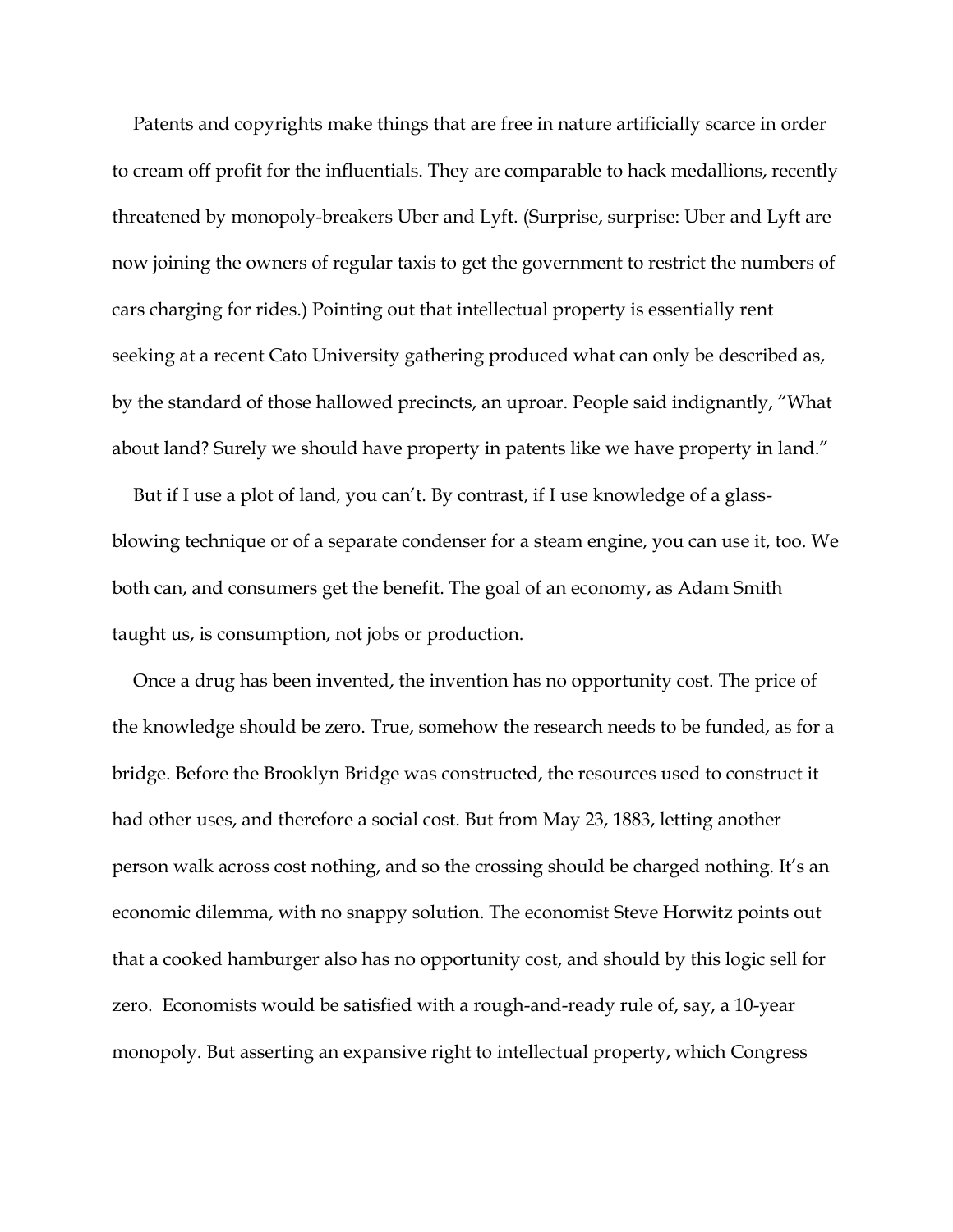Patents and copyrights make things that are free in nature artificially scarce in order to cream off profit for the influentials. They are comparable to hack medallions, recently threatened by monopoly-breakers Uber and Lyft. (Surprise, surprise: Uber and Lyft are now joining the owners of regular taxis to get the government to restrict the numbers of cars charging for rides.) Pointing out that intellectual property is essentially rent seeking at a recent Cato University gathering produced what can only be described as, by the standard of those hallowed precincts, an uproar. People said indignantly, "What about land? Surely we should have property in patents like we have property in land."

But if I use a plot of land, you can't. By contrast, if I use knowledge of a glass-blowing technique or of a separate condenser for a steam engine, you can use it, too. We both can, and consumers get the benefit. The goal of an economy, as Adam Smith taught us, is consumption, not jobs or production.

Once a drug has been invented, the invention has no opportunity cost. The price of the knowledge should be zero. True, somehow the research needs to be funded, as for a bridge. Before the Brooklyn Bridge was constructed, the resources used to construct it had other uses, and therefore a social cost. But from May 23, 1883, letting another person walk across cost nothing, and so the crossing should be charged nothing. It's an economic dilemma, with no snappy solution. The economist Steve Horwitz points out that a cooked hamburger also has no opportunity cost, and should by this logic sell for zero. Economists would be satisfied with a rough-and-ready rule of, say, a 10-year monopoly. But asserting an expansive right to intellectual property, which Congress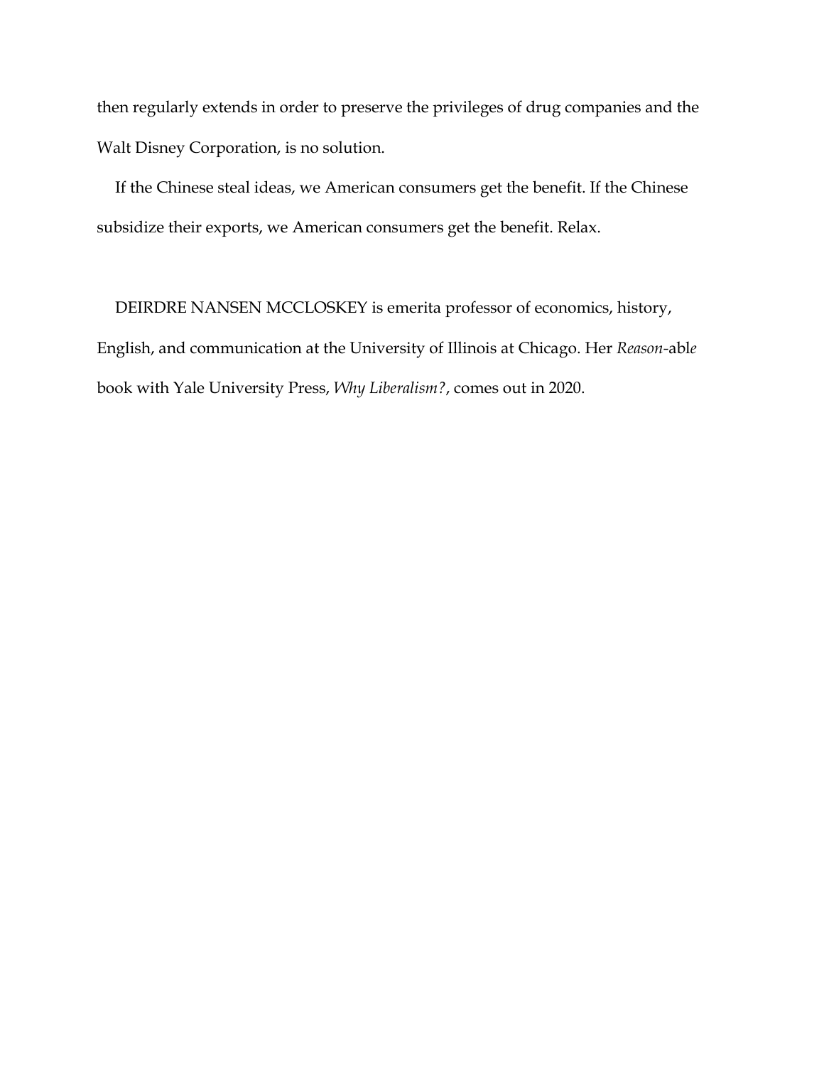then regularly extends in order to preserve the privileges of drug companies and the Walt Disney Corporation, is no solution.

If the Chinese steal ideas, we American consumers get the benefit. If the Chinese subsidize their exports, we American consumers get the benefit. Relax.

DEIRDRE NANSEN MCCLOSKEY is emerita professor of economics, history, English, and communication at the University of Illinois at Chicago. Her *Reason*-abl*e* book with Yale University Press, *Why Liberalism?*, comes out in 2020.